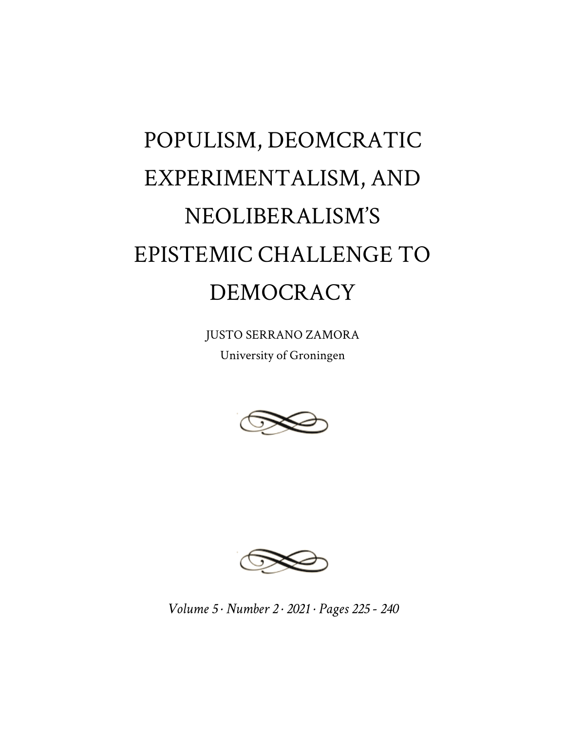# POPULISM, DEOMCRATIC EXPERIMENTALISM, AND NEOLIBERALISM'S EPISTEMIC CHALLENGE TO DEMOCRACY

JUSTO SERRANO ZAMORA
University of Groningen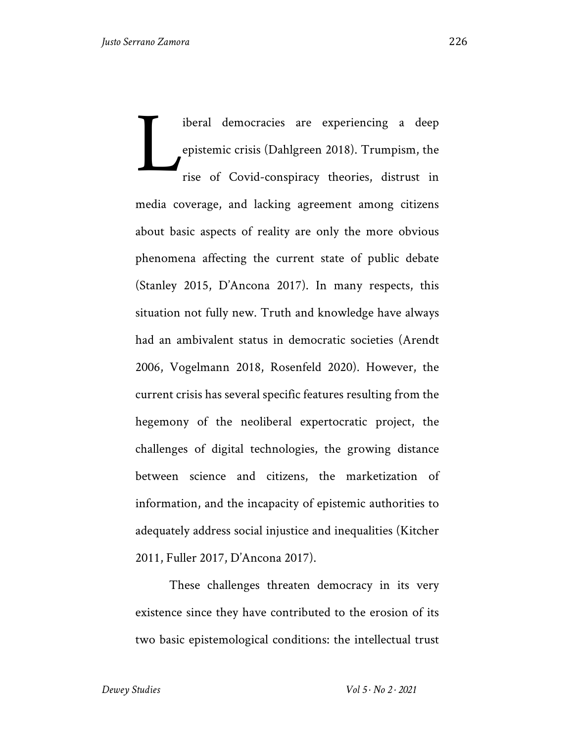Liberal democracies are experiencing a deep epistemic crisis (Dahlgreen 2018). Trumpism, the rise of Covid-conspiracy theories, distrust in media coverage, and lacking agreement among citizens about basic aspects of reality are only the more obvious phenomena affecting the current state of public debate (Stanley 2015, D'Ancona 2017). In many respects, this situation not fully new. Truth and knowledge have always had an ambivalent status in democratic societies (Arendt 2006, Vogelmann 2018, Rosenfeld 2020). However, the current crisis has several specific features resulting from the hegemony of the neoliberal expertocratic project, the challenges of digital technologies, the growing distance between science and citizens, the marketization of information, and the incapacity of epistemic authorities to adequately address social injustice and inequalities (Kitcher 2011, Fuller 2017, D'Ancona 2017).

These challenges threaten democracy in its very existence since they have contributed to the erosion of its two basic epistemological conditions: the intellectual trust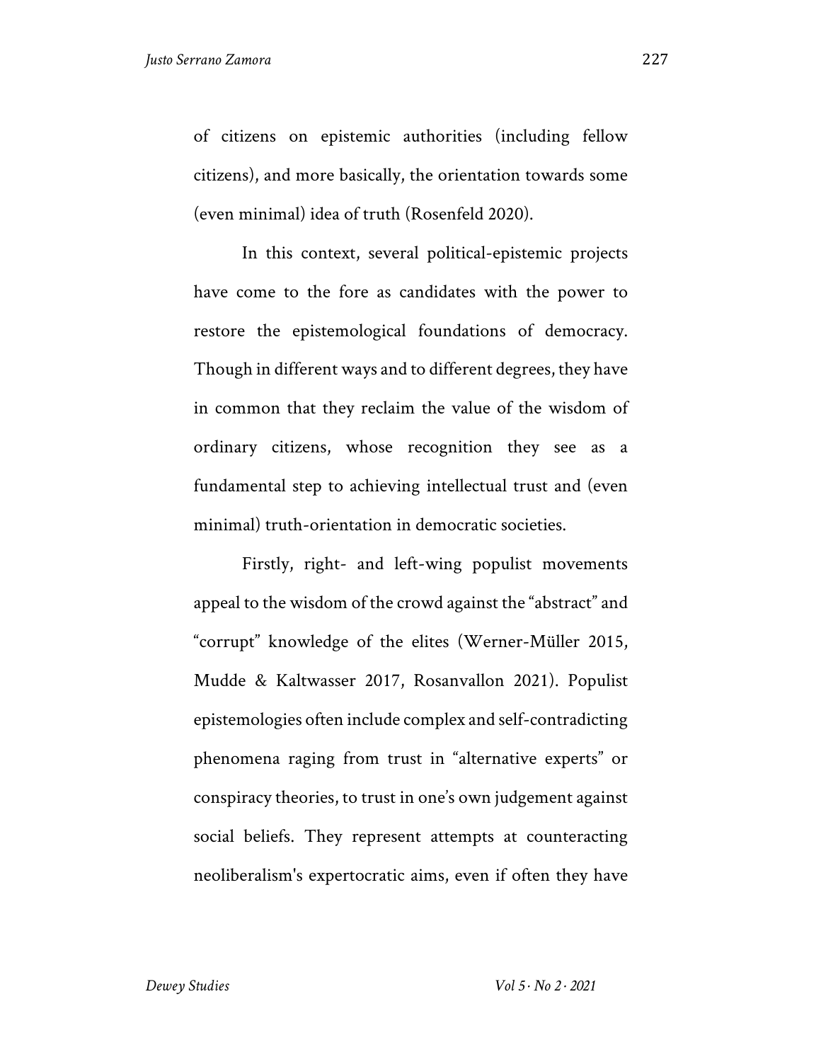of citizens on epistemic authorities (including fellow citizens), and more basically, the orientation towards some (even minimal) idea of truth (Rosenfeld 2020).

In this context, several political-epistemic projects have come to the fore as candidates with the power to restore the epistemological foundations of democracy. Though in different ways and to different degrees, they have in common that they reclaim the value of the wisdom of ordinary citizens, whose recognition they see as a fundamental step to achieving intellectual trust and (even minimal) truth-orientation in democratic societies.

Firstly, right- and left-wing populist movements appeal to the wisdom of the crowd against the "abstract" and "corrupt" knowledge of the elites (Werner-Müller 2015, Mudde & Kaltwasser 2017, Rosanvallon 2021). Populist epistemologies often include complex and self-contradicting phenomena raging from trust in "alternative experts" or conspiracy theories, to trust in one's own judgement against social beliefs. They represent attempts at counteracting neoliberalism's expertocratic aims, even if often they have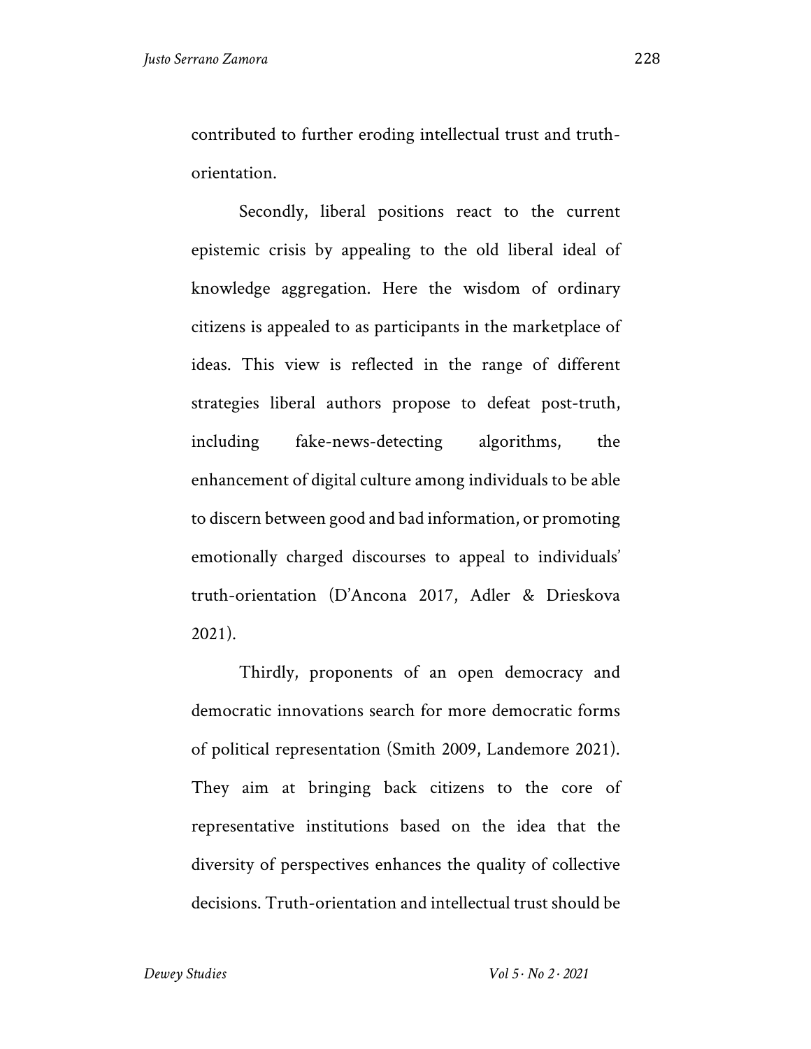contributed to further eroding intellectual trust and truth-orientation.

Secondly, liberal positions react to the current epistemic crisis by appealing to the old liberal ideal of knowledge aggregation. Here the wisdom of ordinary citizens is appealed to as participants in the marketplace of ideas. This view is reflected in the range of different strategies liberal authors propose to defeat post-truth, including fake-news-detecting algorithms, the enhancement of digital culture among individuals to be able to discern between good and bad information, or promoting emotionally charged discourses to appeal to individuals' truth-orientation (D'Ancona 2017, Adler & Drieskova 2021).

Thirdly, proponents of an open democracy and democratic innovations search for more democratic forms of political representation (Smith 2009, Landemore 2021). They aim at bringing back citizens to the core of representative institutions based on the idea that the diversity of perspectives enhances the quality of collective decisions. Truth-orientation and intellectual trust should be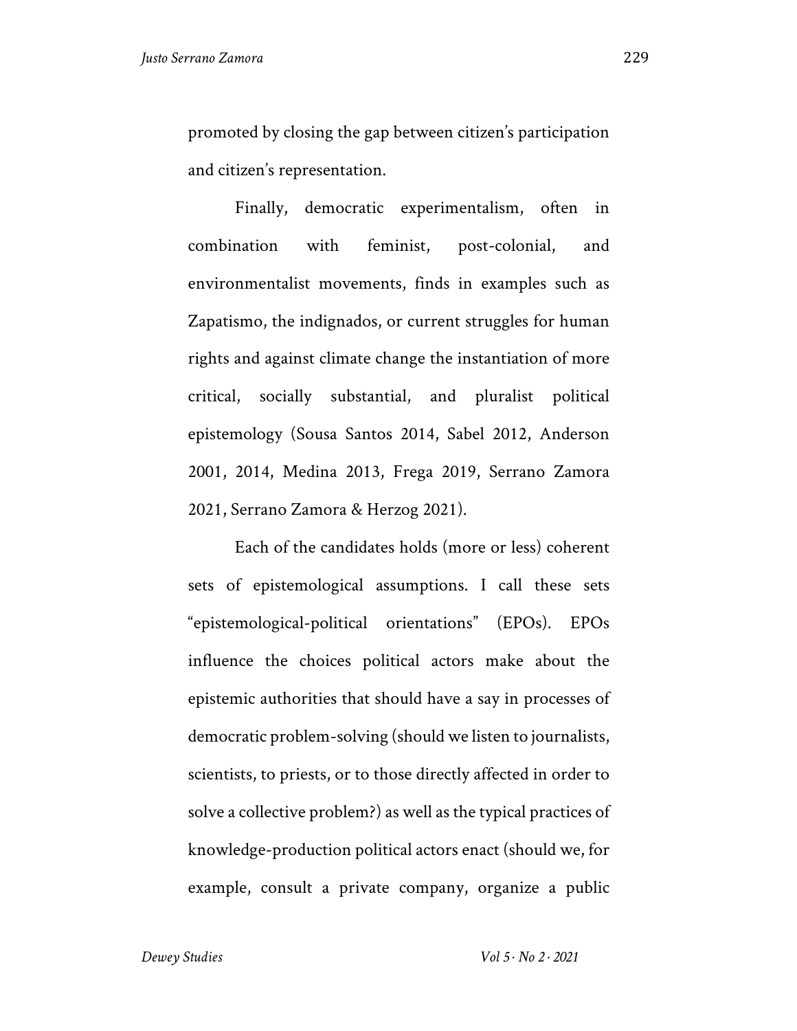promoted by closing the gap between citizen's participation and citizen's representation.

Finally, democratic experimentalism, often in combination with feminist, post-colonial, and environmentalist movements, finds in examples such as Zapatismo, the indignados, or current struggles for human rights and against climate change the instantiation of more critical, socially substantial, and pluralist political epistemology (Sousa Santos 2014, Sabel 2012, Anderson 2001, 2014, Medina 2013, Frega 2019, Serrano Zamora 2021, Serrano Zamora & Herzog 2021).

Each of the candidates holds (more or less) coherent sets of epistemological assumptions. I call these sets "epistemological-political orientations" (EPOs). EPOs influence the choices political actors make about the epistemic authorities that should have a say in processes of democratic problem-solving (should we listen to journalists, scientists, to priests, or to those directly affected in order to solve a collective problem?) as well as the typical practices of knowledge-production political actors enact (should we, for example, consult a private company, organize a public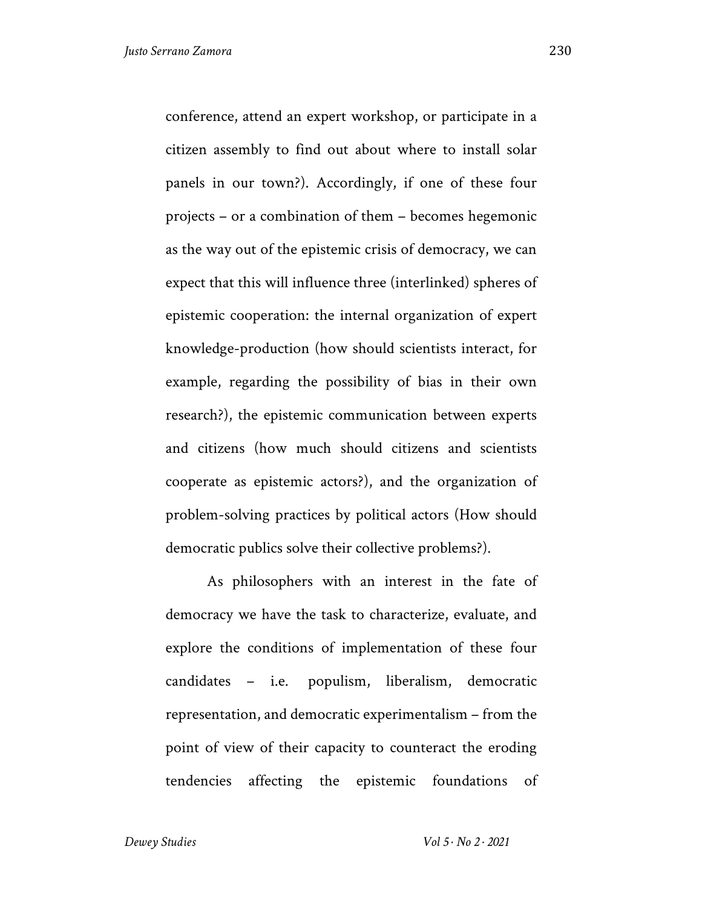conference, attend an expert workshop, or participate in a citizen assembly to find out about where to install solar panels in our town?). Accordingly, if one of these four projects – or a combination of them – becomes hegemonic as the way out of the epistemic crisis of democracy, we can expect that this will influence three (interlinked) spheres of epistemic cooperation: the internal organization of expert knowledge-production (how should scientists interact, for example, regarding the possibility of bias in their own research?), the epistemic communication between experts and citizens (how much should citizens and scientists cooperate as epistemic actors?), and the organization of problem-solving practices by political actors (How should democratic publics solve their collective problems?).

As philosophers with an interest in the fate of democracy we have the task to characterize, evaluate, and explore the conditions of implementation of these four candidates – i.e. populism, liberalism, democratic representation, and democratic experimentalism – from the point of view of their capacity to counteract the eroding tendencies affecting the epistemic foundations of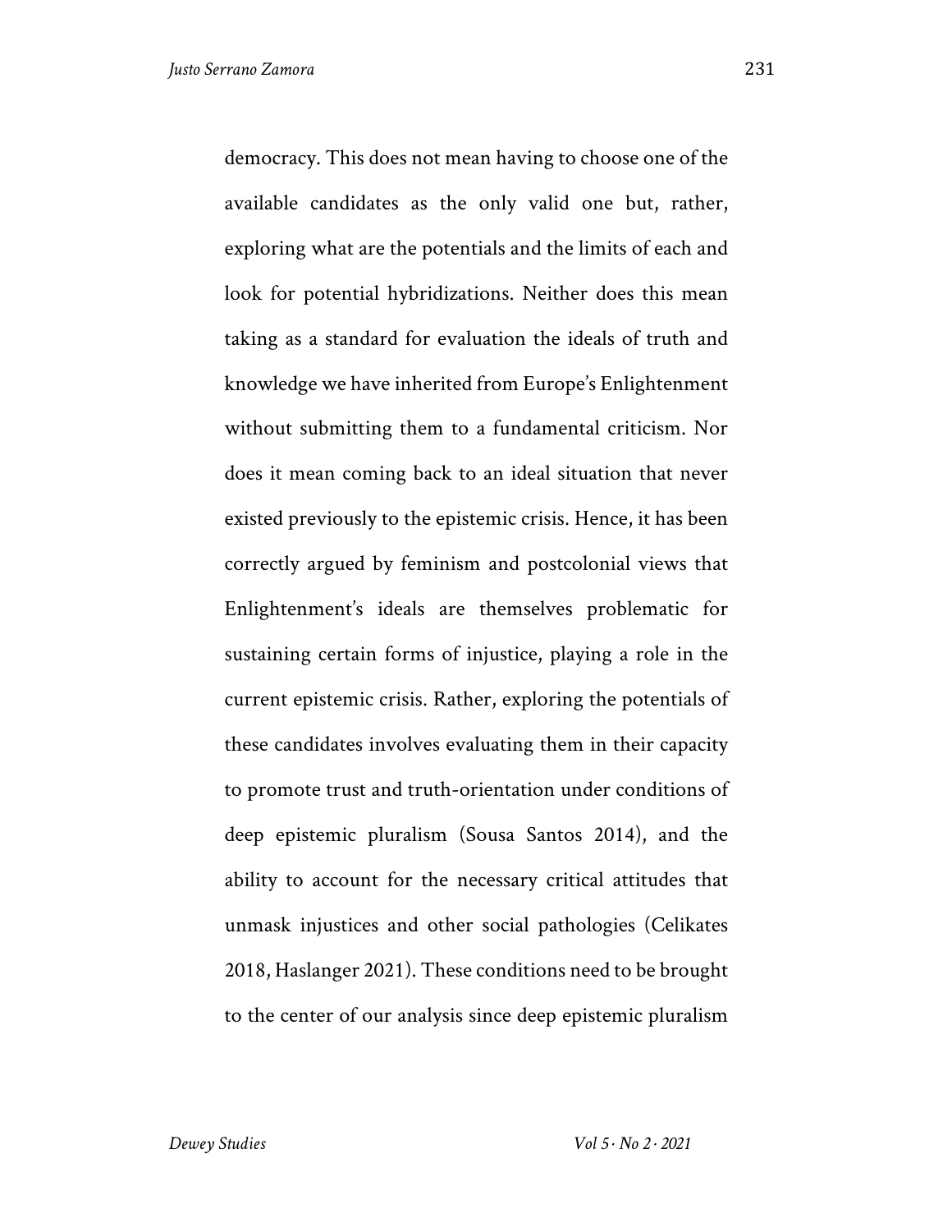democracy. This does not mean having to choose one of the available candidates as the only valid one but, rather, exploring what are the potentials and the limits of each and look for potential hybridizations. Neither does this mean taking as a standard for evaluation the ideals of truth and knowledge we have inherited from Europe's Enlightenment without submitting them to a fundamental criticism. Nor does it mean coming back to an ideal situation that never existed previously to the epistemic crisis. Hence, it has been correctly argued by feminism and postcolonial views that Enlightenment's ideals are themselves problematic for sustaining certain forms of injustice, playing a role in the current epistemic crisis. Rather, exploring the potentials of these candidates involves evaluating them in their capacity to promote trust and truth-orientation under conditions of deep epistemic pluralism (Sousa Santos 2014), and the ability to account for the necessary critical attitudes that unmask injustices and other social pathologies (Celikates 2018, Haslanger 2021). These conditions need to be brought to the center of our analysis since deep epistemic pluralism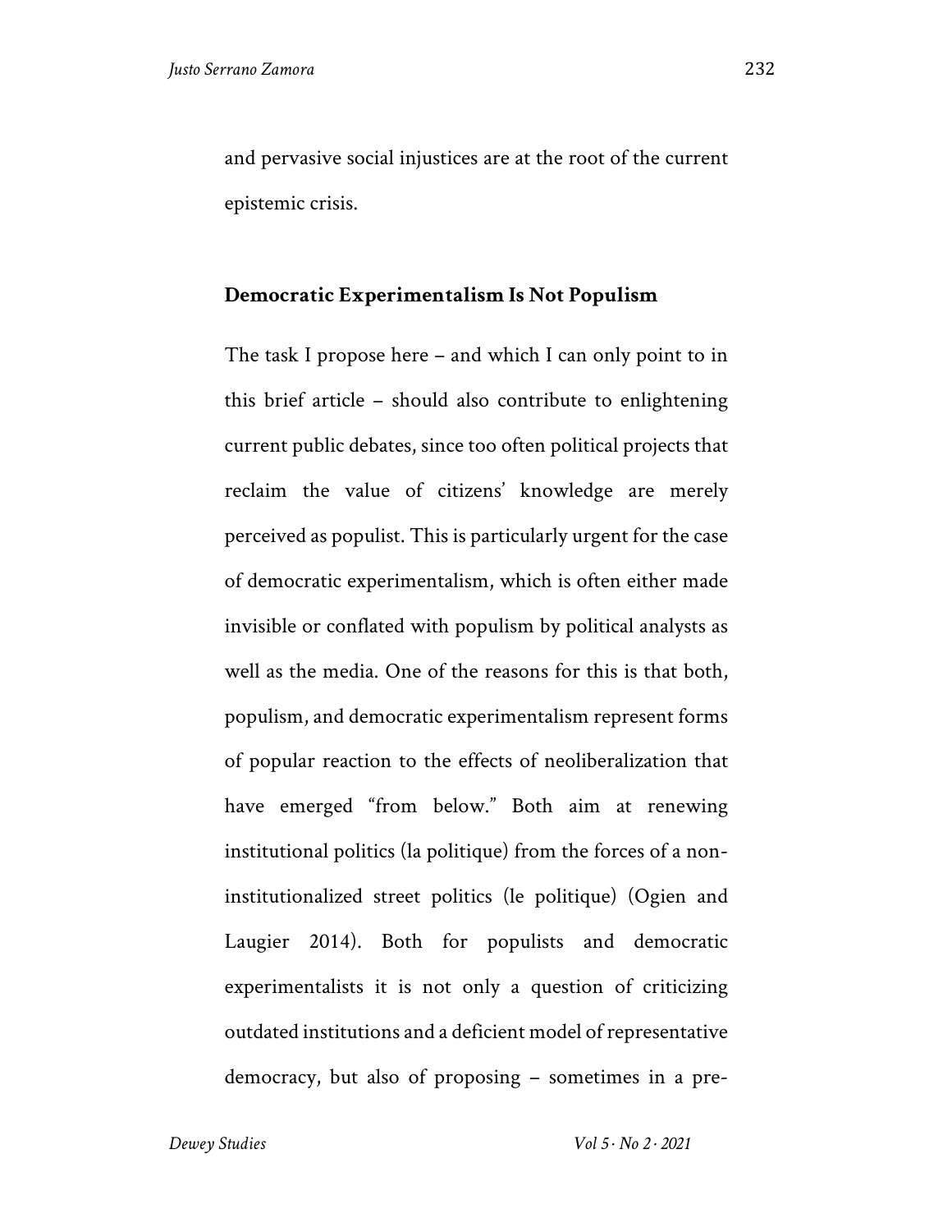and pervasive social injustices are at the root of the current epistemic crisis.

## Democratic Experimentalism Is Not Populism

The task I propose here – and which I can only point to in this brief article – should also contribute to enlightening current public debates, since too often political projects that reclaim the value of citizens' knowledge are merely perceived as populist. This is particularly urgent for the case of democratic experimentalism, which is often either made invisible or conflated with populism by political analysts as well as the media. One of the reasons for this is that both, populism, and democratic experimentalism represent forms of popular reaction to the effects of neoliberalization that have emerged "from below." Both aim at renewing institutional politics (la politique) from the forces of a non-institutionalized street politics (le politique) (Ogien and Laugier 2014). Both for populists and democratic experimentalists it is not only a question of criticizing outdated institutions and a deficient model of representative democracy, but also of proposing – sometimes in a pre-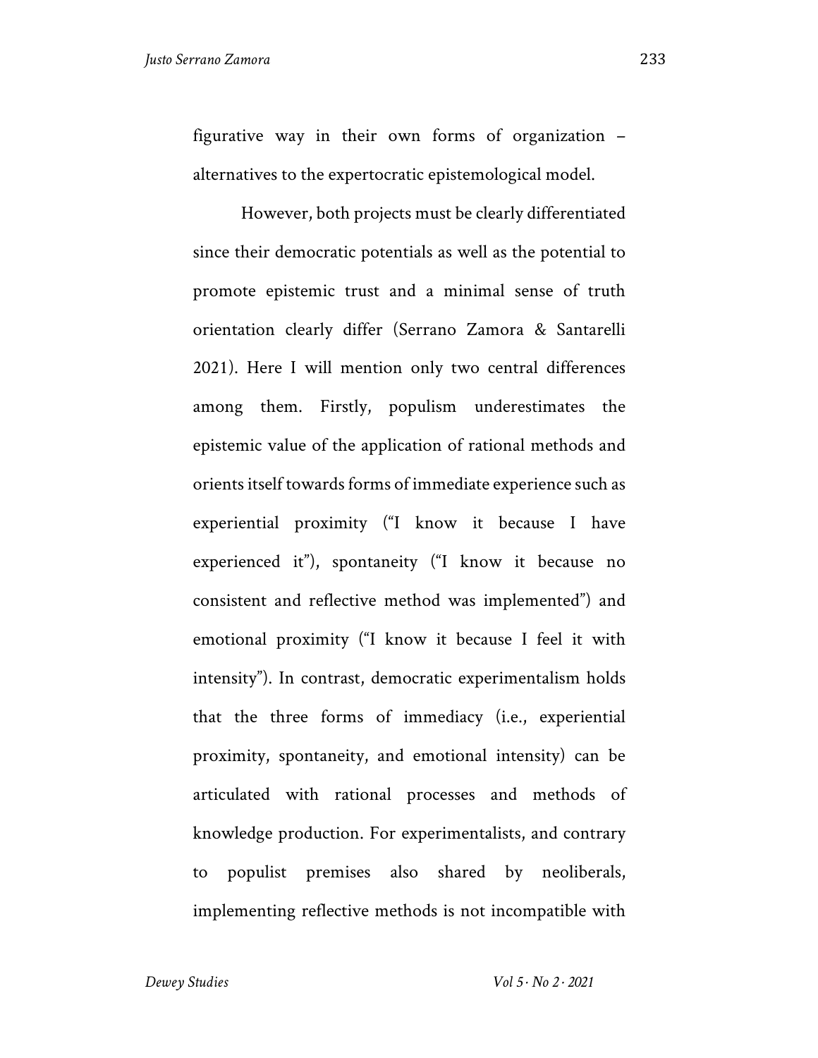figurative way in their own forms of organization – alternatives to the expertocratic epistemological model.

However, both projects must be clearly differentiated since their democratic potentials as well as the potential to promote epistemic trust and a minimal sense of truth orientation clearly differ (Serrano Zamora & Santarelli 2021). Here I will mention only two central differences among them. Firstly, populism underestimates the epistemic value of the application of rational methods and orients itself towards forms of immediate experience such as experiential proximity ("I know it because I have experienced it"), spontaneity ("I know it because no consistent and reflective method was implemented") and emotional proximity ("I know it because I feel it with intensity"). In contrast, democratic experimentalism holds that the three forms of immediacy (i.e., experiential proximity, spontaneity, and emotional intensity) can be articulated with rational processes and methods of knowledge production. For experimentalists, and contrary to populist premises also shared by neoliberals, implementing reflective methods is not incompatible with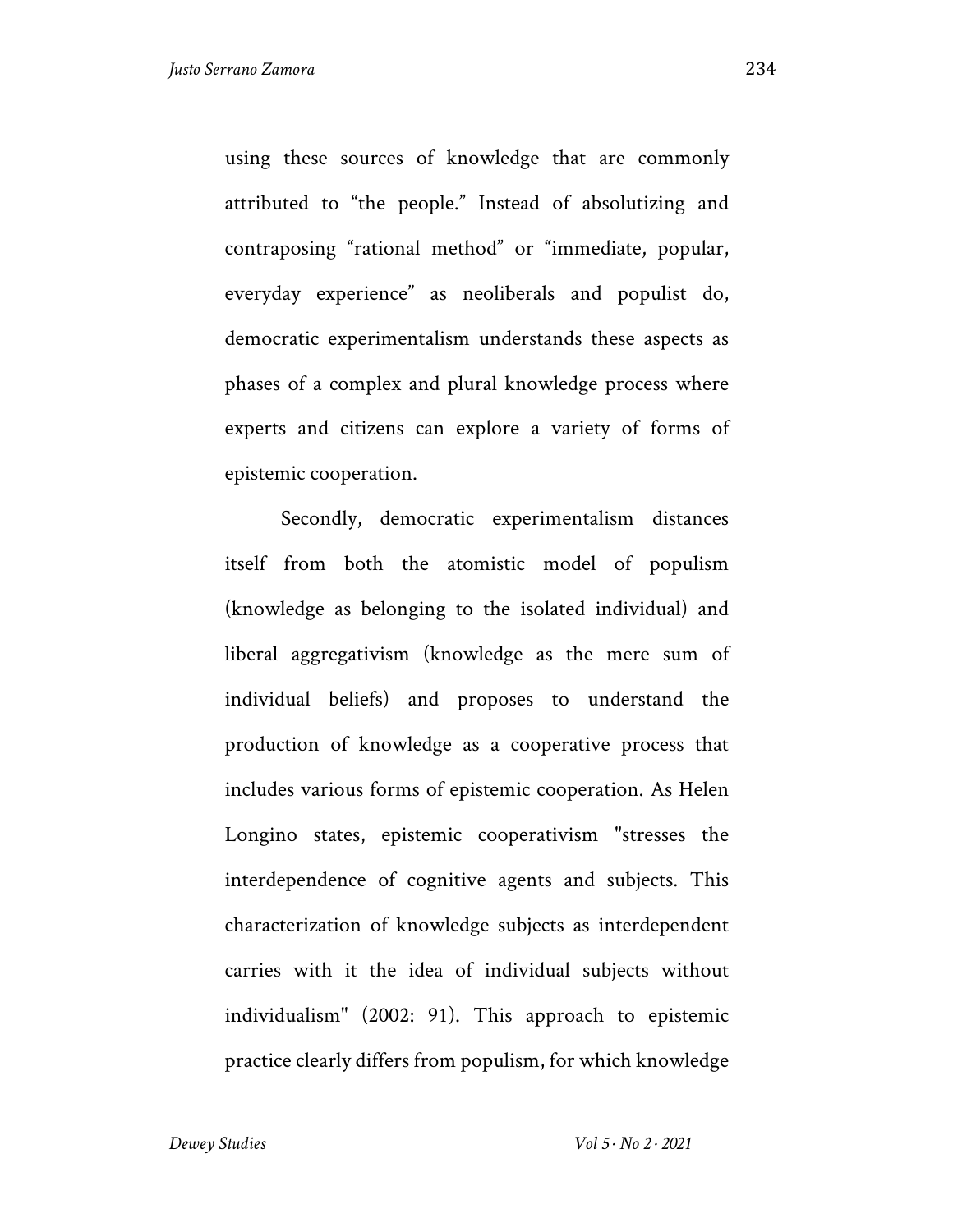using these sources of knowledge that are commonly attributed to “the people.” Instead of absolutizing and contraposing “rational method” or “immediate, popular, everyday experience” as neoliberals and populist do, democratic experimentalism understands these aspects as phases of a complex and plural knowledge process where experts and citizens can explore a variety of forms of epistemic cooperation.

Secondly, democratic experimentalism distances itself from both the atomistic model of populism (knowledge as belonging to the isolated individual) and liberal aggregativism (knowledge as the mere sum of individual beliefs) and proposes to understand the production of knowledge as a cooperative process that includes various forms of epistemic cooperation. As Helen Longino states, epistemic cooperativism "stresses the interdependence of cognitive agents and subjects. This characterization of knowledge subjects as interdependent carries with it the idea of individual subjects without individualism" (2002: 91). This approach to epistemic practice clearly differs from populism, for which knowledge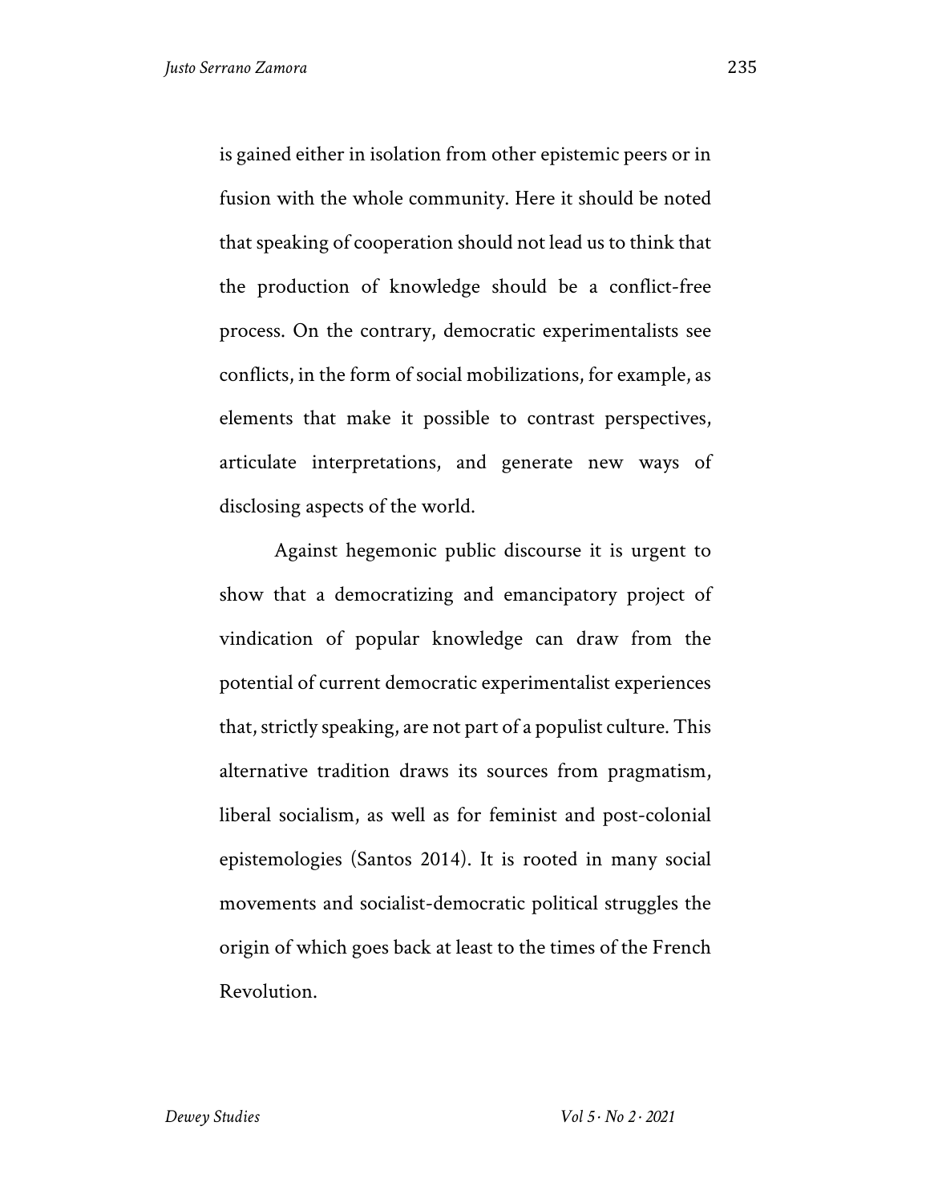is gained either in isolation from other epistemic peers or in fusion with the whole community. Here it should be noted that speaking of cooperation should not lead us to think that the production of knowledge should be a conflict-free process. On the contrary, democratic experimentalists see conflicts, in the form of social mobilizations, for example, as elements that make it possible to contrast perspectives, articulate interpretations, and generate new ways of disclosing aspects of the world.

Against hegemonic public discourse it is urgent to show that a democratizing and emancipatory project of vindication of popular knowledge can draw from the potential of current democratic experimentalist experiences that, strictly speaking, are not part of a populist culture. This alternative tradition draws its sources from pragmatism, liberal socialism, as well as for feminist and post-colonial epistemologies (Santos 2014). It is rooted in many social movements and socialist-democratic political struggles the origin of which goes back at least to the times of the French Revolution.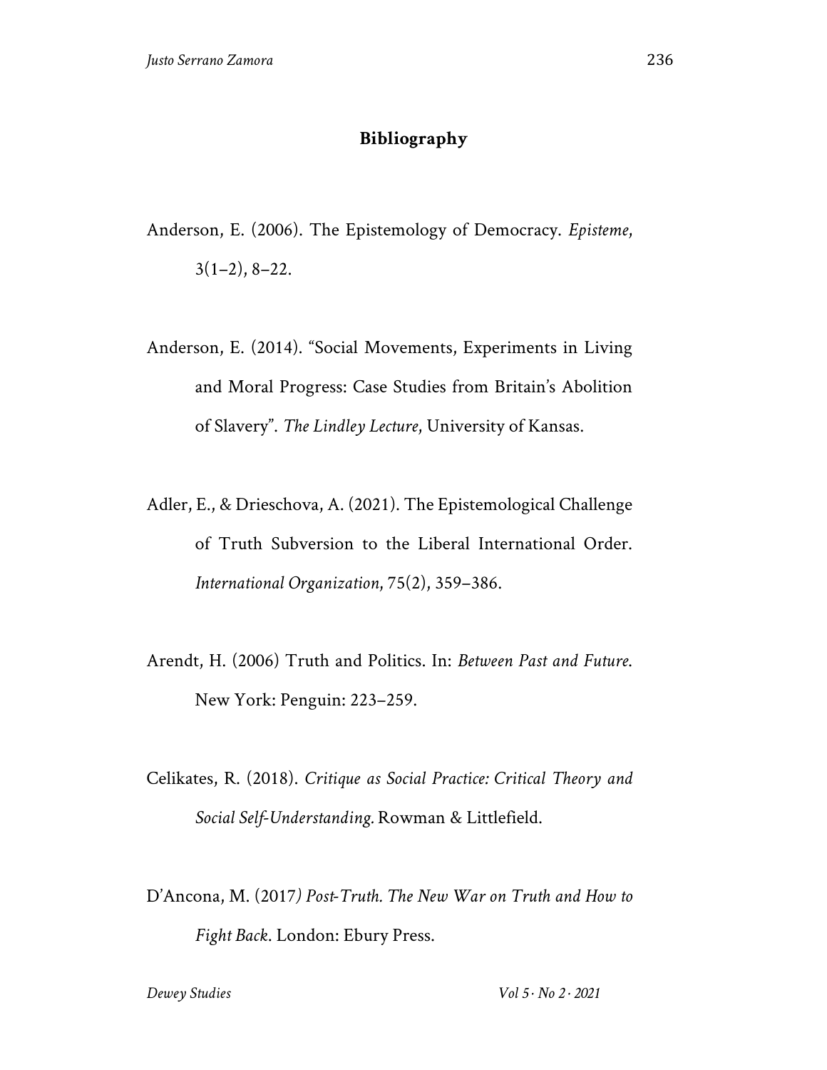## Bibliography

Anderson, E. (2006). The Epistemology of Democracy. *Episteme*, 3(1–2), 8–22.

Anderson, E. (2014). "Social Movements, Experiments in Living and Moral Progress: Case Studies from Britain's Abolition of Slavery". *The Lindley Lecture*, University of Kansas.

Adler, E., & Drieschova, A. (2021). The Epistemological Challenge of Truth Subversion to the Liberal International Order. *International Organization*, 75(2), 359–386.

Arendt, H. (2006) Truth and Politics. In: *Between Past and Future*. New York: Penguin: 223–259.

Celikates, R. (2018). *Critique as Social Practice: Critical Theory and Social Self-Understanding.* Rowman & Littlefield.

D'Ancona, M. (2017*) Post-Truth. The New War on Truth and How to Fight Back*. London: Ebury Press.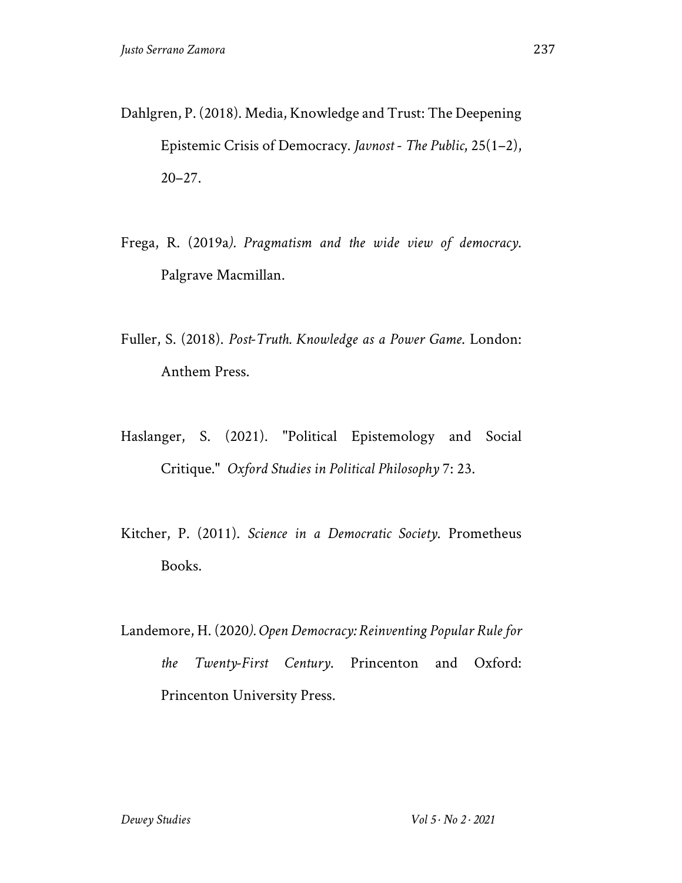Dahlgren, P. (2018). Media, Knowledge and Trust: The Deepening Epistemic Crisis of Democracy. *Javnost - The Public*, 25(1–2), 20–27.

Frega, R. (2019a*). Pragmatism and the wide view of democracy*. Palgrave Macmillan.

Fuller, S. (2018). *Post-Truth. Knowledge as a Power Game*. London: Anthem Press.

Haslanger, S. (2021). "Political Epistemology and Social Critique." *Oxford Studies in Political Philosophy* 7: 23.

Kitcher, P. (2011). *Science in a Democratic Society*. Prometheus Books.

Landemore, H. (2020*). Open Democracy: Reinventing Popular Rule for the Twenty-First Century*. Princenton and Oxford: Princenton University Press.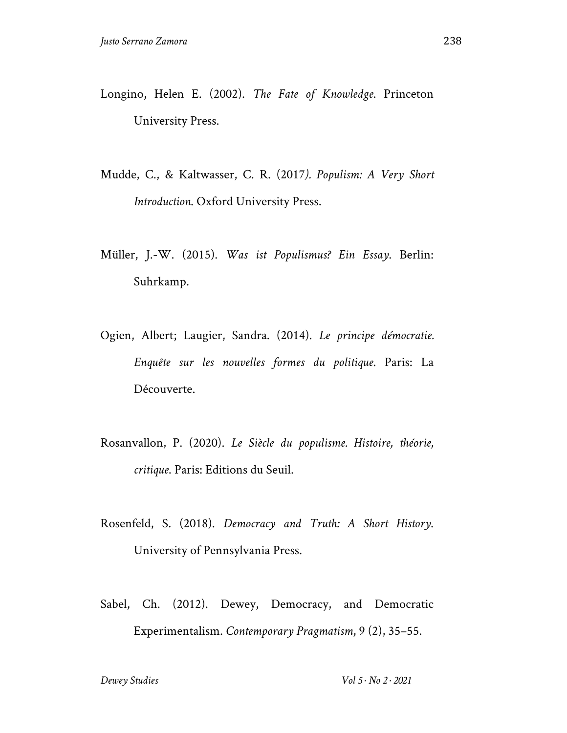Longino, Helen E. (2002). *The Fate of Knowledge*. Princeton University Press.

Mudde, C., & Kaltwasser, C. R. (2017*). Populism: A Very Short Introduction*. Oxford University Press.

Müller, J.-W. (2015). *Was ist Populismus? Ein Essay*. Berlin: Suhrkamp.

Ogien, Albert; Laugier, Sandra. (2014). *Le principe démocratie. Enquête sur les nouvelles formes du politique*. Paris: La Découverte.

Rosanvallon, P. (2020). *Le Siècle du populisme. Histoire, théorie, critique*. Paris: Editions du Seuil.

Rosenfeld, S. (2018). *Democracy and Truth: A Short History*. University of Pennsylvania Press.

Sabel, Ch. (2012). Dewey, Democracy, and Democratic Experimentalism. *Contemporary Pragmatism*, 9 (2), 35–55.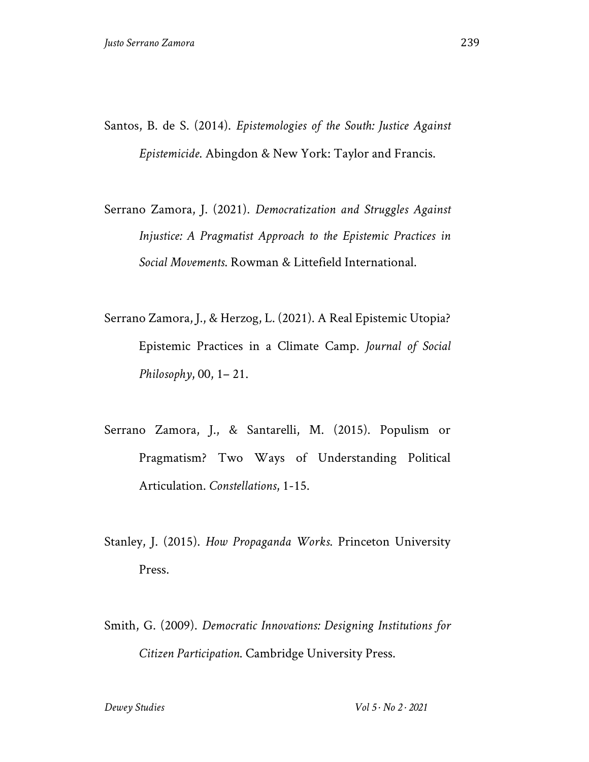Santos, B. de S. (2014). *Epistemologies of the South: Justice Against Epicide*. Abingdon & New York: Taylor and Francis.

Serrano Zamora, J. (2021). *Democratization and Struggles Against Injustice: A Pragmatist Approach to the Epistemic Practices in Social Movements*. Rowman & Littefield International.

Serrano Zamora, J., & Herzog, L. (2021). A Real Epistemic Utopia? Epistemic Practices in a Climate Camp. *Journal of Social Philosophy*, 00, 1– 21.

Serrano Zamora, J., & Santarelli, M. (2015). Populism or Pragmatism? Two Ways of Understanding Political Articulation. *Constellations*, 1-15.

Stanley, J. (2015). *How Propaganda Works*. Princeton University Press.

Smith, G. (2009). *Democratic Innovations: Designing Institutions for Citizen Participation*. Cambridge University Press.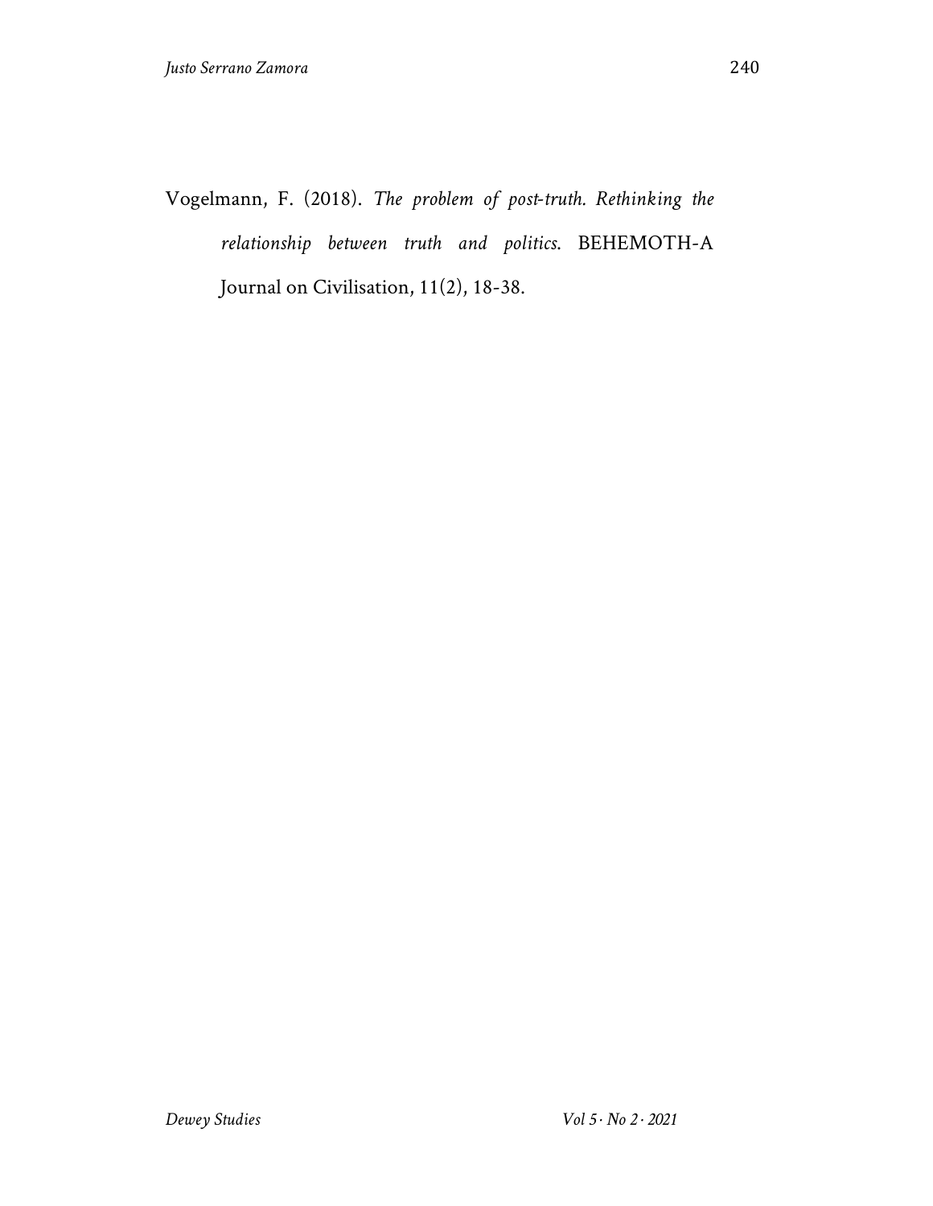Vogelmann, F. (2018). *The problem of post-truth. Rethinking the relationship between truth and politics.* BEHEMOTH-A Journal on Civilisation, 11(2), 18-38.